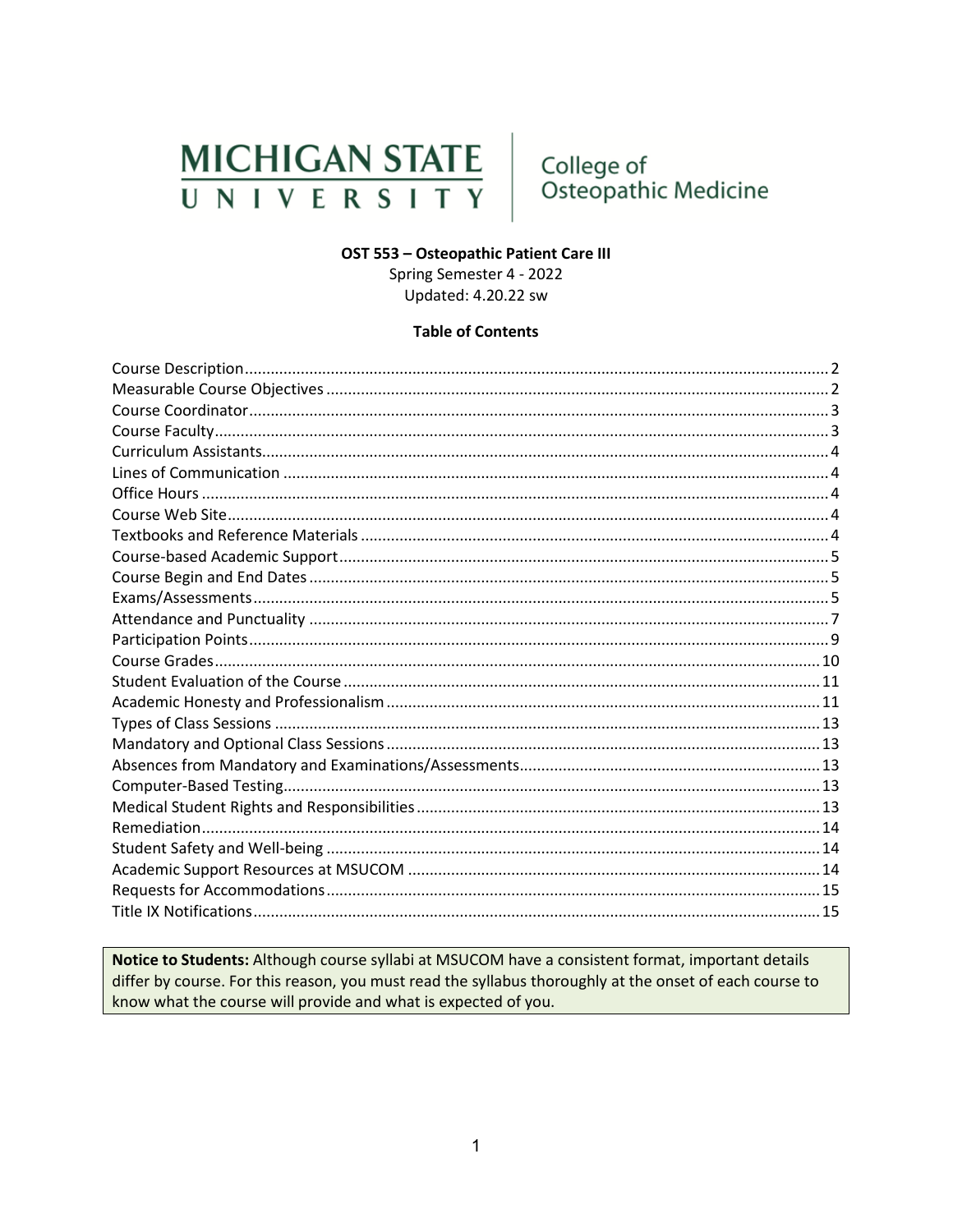MICHIGAN STATE UNIVERSITY | College of Osteopathic Medicine

**OST 553 – Osteopathic Patient Care III**

Spring Semester 4 - 2022

Updated: 4.20.22 sw

**Table of Contents**

Course Description .......... 2
Measurable Course Objectives .......... 2
Course Coordinator .......... 3
Course Faculty .......... 3
Curriculum Assistants .......... 4
Lines of Communication .......... 4
Office Hours .......... 4
Course Web Site .......... 4
Textbooks and Reference Materials .......... 4
Course-based Academic Support .......... 5
Course Begin and End Dates .......... 5
Exams/Assessments .......... 5
Attendance and Punctuality .......... 7
Participation Points .......... 9
Course Grades .......... 10
Student Evaluation of the Course .......... 11
Academic Honesty and Professionalism .......... 11
Types of Class Sessions .......... 13
Mandatory and Optional Class Sessions .......... 13
Absences from Mandatory and Examinations/Assessments .......... 13
Computer-Based Testing .......... 13
Medical Student Rights and Responsibilities .......... 13
Remediation .......... 14
Student Safety and Well-being .......... 14
Academic Support Resources at MSUCOM .......... 14
Requests for Accommodations .......... 15
Title IX Notifications .......... 15

**Notice to Students:** Although course syllabi at MSUCOM have a consistent format, important details differ by course. For this reason, you must read the syllabus thoroughly at the onset of each course to know what the course will provide and what is expected of you.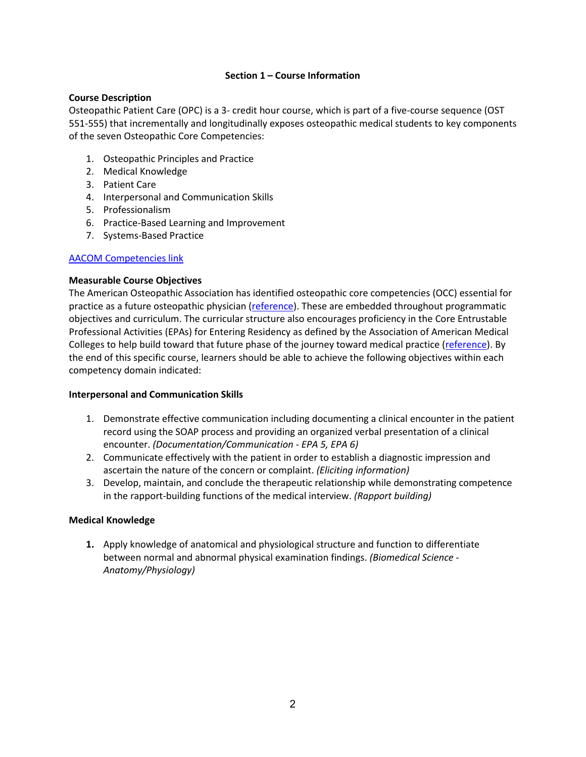## Section 1 – Course Information

### Course Description

Osteopathic Patient Care (OPC) is a 3- credit hour course, which is part of a five-course sequence (OST 551-555) that incrementally and longitudinally exposes osteopathic medical students to key components of the seven Osteopathic Core Competencies:

1. Osteopathic Principles and Practice
2. Medical Knowledge
3. Patient Care
4. Interpersonal and Communication Skills
5. Professionalism
6. Practice-Based Learning and Improvement
7. Systems-Based Practice

AACOM Competencies link

### Measurable Course Objectives

The American Osteopathic Association has identified osteopathic core competencies (OCC) essential for practice as a future osteopathic physician (reference). These are embedded throughout programmatic objectives and curriculum. The curricular structure also encourages proficiency in the Core Entrustable Professional Activities (EPAs) for Entering Residency as defined by the Association of American Medical Colleges to help build toward that future phase of the journey toward medical practice (reference). By the end of this specific course, learners should be able to achieve the following objectives within each competency domain indicated:

#### Interpersonal and Communication Skills

1. Demonstrate effective communication including documenting a clinical encounter in the patient record using the SOAP process and providing an organized verbal presentation of a clinical encounter. *(Documentation/Communication - EPA 5, EPA 6)*
2. Communicate effectively with the patient in order to establish a diagnostic impression and ascertain the nature of the concern or complaint. *(Eliciting information)*
3. Develop, maintain, and conclude the therapeutic relationship while demonstrating competence in the rapport-building functions of the medical interview. *(Rapport building)*

#### Medical Knowledge

1. Apply knowledge of anatomical and physiological structure and function to differentiate between normal and abnormal physical examination findings. *(Biomedical Science - Anatomy/Physiology)*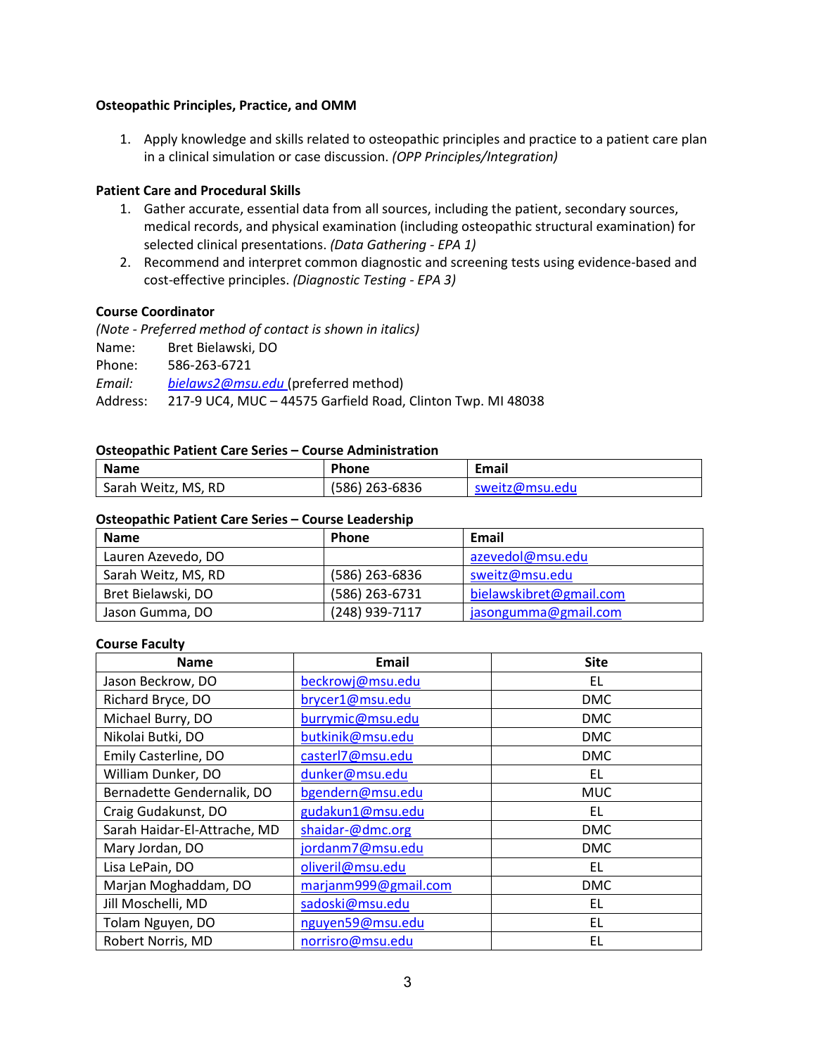**Osteopathic Principles, Practice, and OMM**

1. Apply knowledge and skills related to osteopathic principles and practice to a patient care plan in a clinical simulation or case discussion. *(OPP Principles/Integration)*

**Patient Care and Procedural Skills**

1. Gather accurate, essential data from all sources, including the patient, secondary sources, medical records, and physical examination (including osteopathic structural examination) for selected clinical presentations. *(Data Gathering - EPA 1)*
2. Recommend and interpret common diagnostic and screening tests using evidence-based and cost-effective principles. *(Diagnostic Testing - EPA 3)*

**Course Coordinator**

*(Note - Preferred method of contact is shown in italics)*

Name: Bret Bielawski, DO
Phone: 586-263-6721
*Email:* *bielaws2@msu.edu* (preferred method)
Address: 217-9 UC4, MUC – 44575 Garfield Road, Clinton Twp. MI 48038

**Osteopathic Patient Care Series – Course Administration**

| Name | Phone | Email |
|---|---|---|
| Sarah Weitz, MS, RD | (586) 263-6836 | sweitz@msu.edu |

**Osteopathic Patient Care Series – Course Leadership**

| Name | Phone | Email |
|---|---|---|
| Lauren Azevedo, DO | | azevedol@msu.edu |
| Sarah Weitz, MS, RD | (586) 263-6836 | sweitz@msu.edu |
| Bret Bielawski, DO | (586) 263-6731 | bielawskibret@gmail.com |
| Jason Gumma, DO | (248) 939-7117 | jasongumma@gmail.com |

**Course Faculty**

| Name | Email | Site |
|---|---|---|
| Jason Beckrow, DO | beckrowj@msu.edu | EL |
| Richard Bryce, DO | brycer1@msu.edu | DMC |
| Michael Burry, DO | burrymic@msu.edu | DMC |
| Nikolai Butki, DO | butkinik@msu.edu | DMC |
| Emily Casterline, DO | casterl7@msu.edu | DMC |
| William Dunker, DO | dunker@msu.edu | EL |
| Bernadette Gendernalik, DO | bgendern@msu.edu | MUC |
| Craig Gudakunst, DO | gudakun1@msu.edu | EL |
| Sarah Haidar-El-Attrache, MD | shaidar-@dmc.org | DMC |
| Mary Jordan, DO | jordanm7@msu.edu | DMC |
| Lisa LePain, DO | oliveril@msu.edu | EL |
| Marjan Moghaddam, DO | marjanm999@gmail.com | DMC |
| Jill Moschelli, MD | sadoski@msu.edu | EL |
| Tolam Nguyen, DO | nguyen59@msu.edu | EL |
| Robert Norris, MD | norrisro@msu.edu | EL |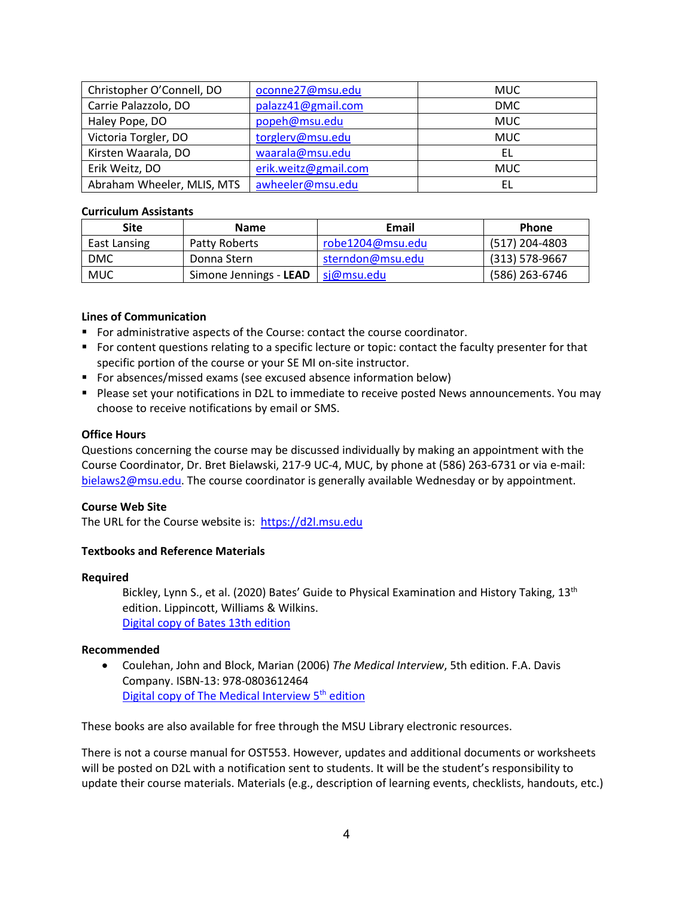| Christopher O'Connell, DO | oconne27@msu.edu | MUC |
|---|---|---|
| Carrie Palazzolo, DO | palazz41@gmail.com | DMC |
| Haley Pope, DO | popeh@msu.edu | MUC |
| Victoria Torgler, DO | torglerv@msu.edu | MUC |
| Kirsten Waarala, DO | waarala@msu.edu | EL |
| Erik Weitz, DO | erik.weitz@gmail.com | MUC |
| Abraham Wheeler, MLIS, MTS | awheeler@msu.edu | EL |

**Curriculum Assistants**

| Site | Name | Email | Phone |
|---|---|---|---|
| East Lansing | Patty Roberts | robe1204@msu.edu | (517) 204-4803 |
| DMC | Donna Stern | sterndon@msu.edu | (313) 578-9667 |
| MUC | Simone Jennings - **LEAD** | sj@msu.edu | (586) 263-6746 |

**Lines of Communication**

- For administrative aspects of the Course: contact the course coordinator.
- For content questions relating to a specific lecture or topic: contact the faculty presenter for that specific portion of the course or your SE MI on-site instructor.
- For absences/missed exams (see excused absence information below)
- Please set your notifications in D2L to immediate to receive posted News announcements. You may choose to receive notifications by email or SMS.

**Office Hours**

Questions concerning the course may be discussed individually by making an appointment with the Course Coordinator, Dr. Bret Bielawski, 217-9 UC-4, MUC, by phone at (586) 263-6731 or via e-mail: bielaws2@msu.edu. The course coordinator is generally available Wednesday or by appointment.

**Course Web Site**

The URL for the Course website is: https://d2l.msu.edu

**Textbooks and Reference Materials**

**Required**

Bickley, Lynn S., et al. (2020) Bates' Guide to Physical Examination and History Taking, 13th edition. Lippincott, Williams & Wilkins.
Digital copy of Bates 13th edition

**Recommended**

- Coulehan, John and Block, Marian (2006) *The Medical Interview*, 5th edition. F.A. Davis Company. ISBN-13: 978-0803612464
  Digital copy of The Medical Interview 5th edition

These books are also available for free through the MSU Library electronic resources.

There is not a course manual for OST553. However, updates and additional documents or worksheets will be posted on D2L with a notification sent to students. It will be the student's responsibility to update their course materials. Materials (e.g., description of learning events, checklists, handouts, etc.)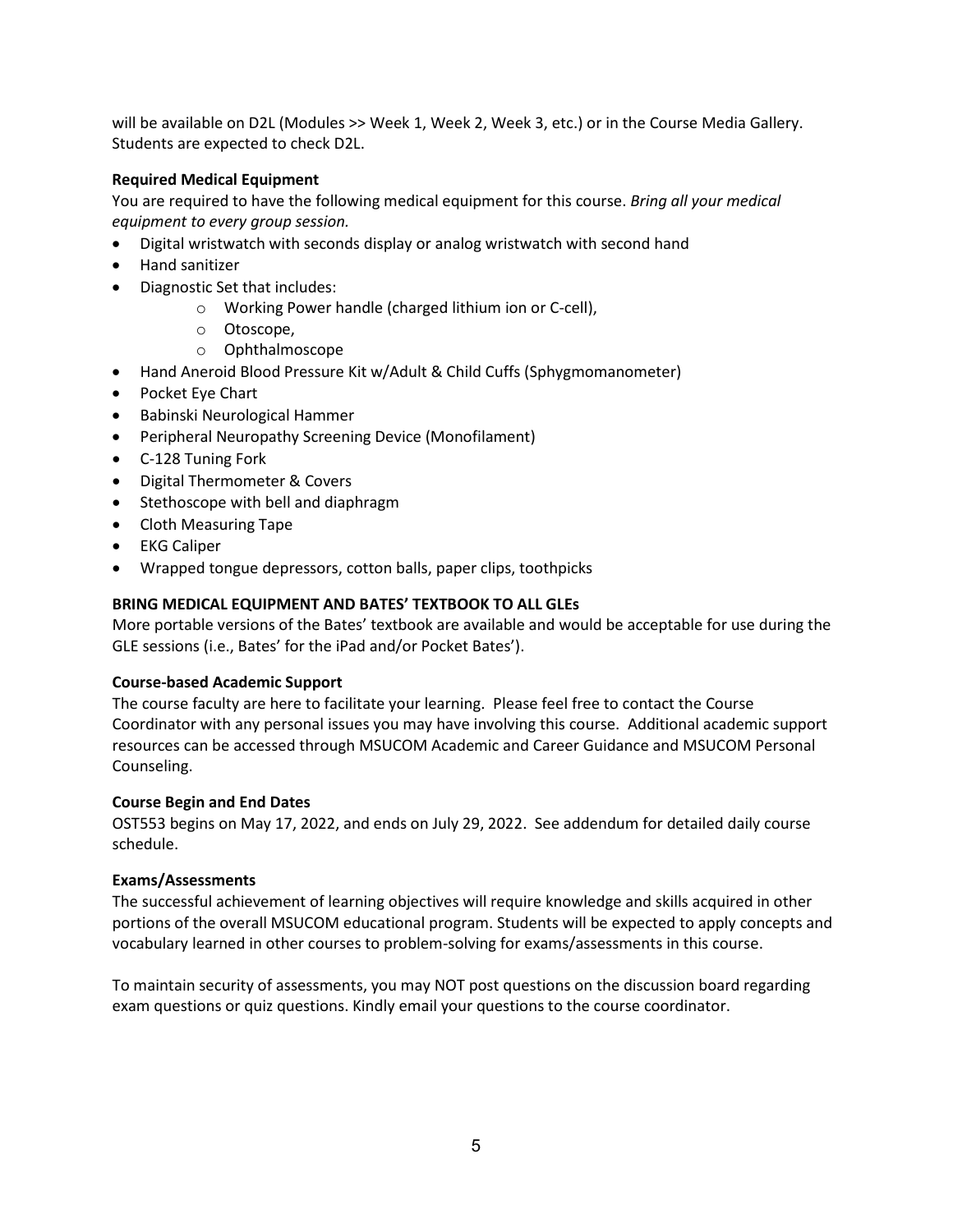will be available on D2L (Modules >> Week 1, Week 2, Week 3, etc.) or in the Course Media Gallery. Students are expected to check D2L.

**Required Medical Equipment**

You are required to have the following medical equipment for this course. *Bring all your medical equipment to every group session.*

- Digital wristwatch with seconds display or analog wristwatch with second hand
- Hand sanitizer
- Diagnostic Set that includes:
    - Working Power handle (charged lithium ion or C-cell),
    - Otoscope,
    - Ophthalmoscope
- Hand Aneroid Blood Pressure Kit w/Adult & Child Cuffs (Sphygmomanometer)
- Pocket Eye Chart
- Babinski Neurological Hammer
- Peripheral Neuropathy Screening Device (Monofilament)
- C-128 Tuning Fork
- Digital Thermometer & Covers
- Stethoscope with bell and diaphragm
- Cloth Measuring Tape
- EKG Caliper
- Wrapped tongue depressors, cotton balls, paper clips, toothpicks

**BRING MEDICAL EQUIPMENT AND BATES' TEXTBOOK TO ALL GLEs**

More portable versions of the Bates' textbook are available and would be acceptable for use during the GLE sessions (i.e., Bates' for the iPad and/or Pocket Bates').

**Course-based Academic Support**

The course faculty are here to facilitate your learning. Please feel free to contact the Course Coordinator with any personal issues you may have involving this course. Additional academic support resources can be accessed through MSUCOM Academic and Career Guidance and MSUCOM Personal Counseling.

**Course Begin and End Dates**

OST553 begins on May 17, 2022, and ends on July 29, 2022. See addendum for detailed daily course schedule.

**Exams/Assessments**

The successful achievement of learning objectives will require knowledge and skills acquired in other portions of the overall MSUCOM educational program. Students will be expected to apply concepts and vocabulary learned in other courses to problem-solving for exams/assessments in this course.

To maintain security of assessments, you may NOT post questions on the discussion board regarding exam questions or quiz questions. Kindly email your questions to the course coordinator.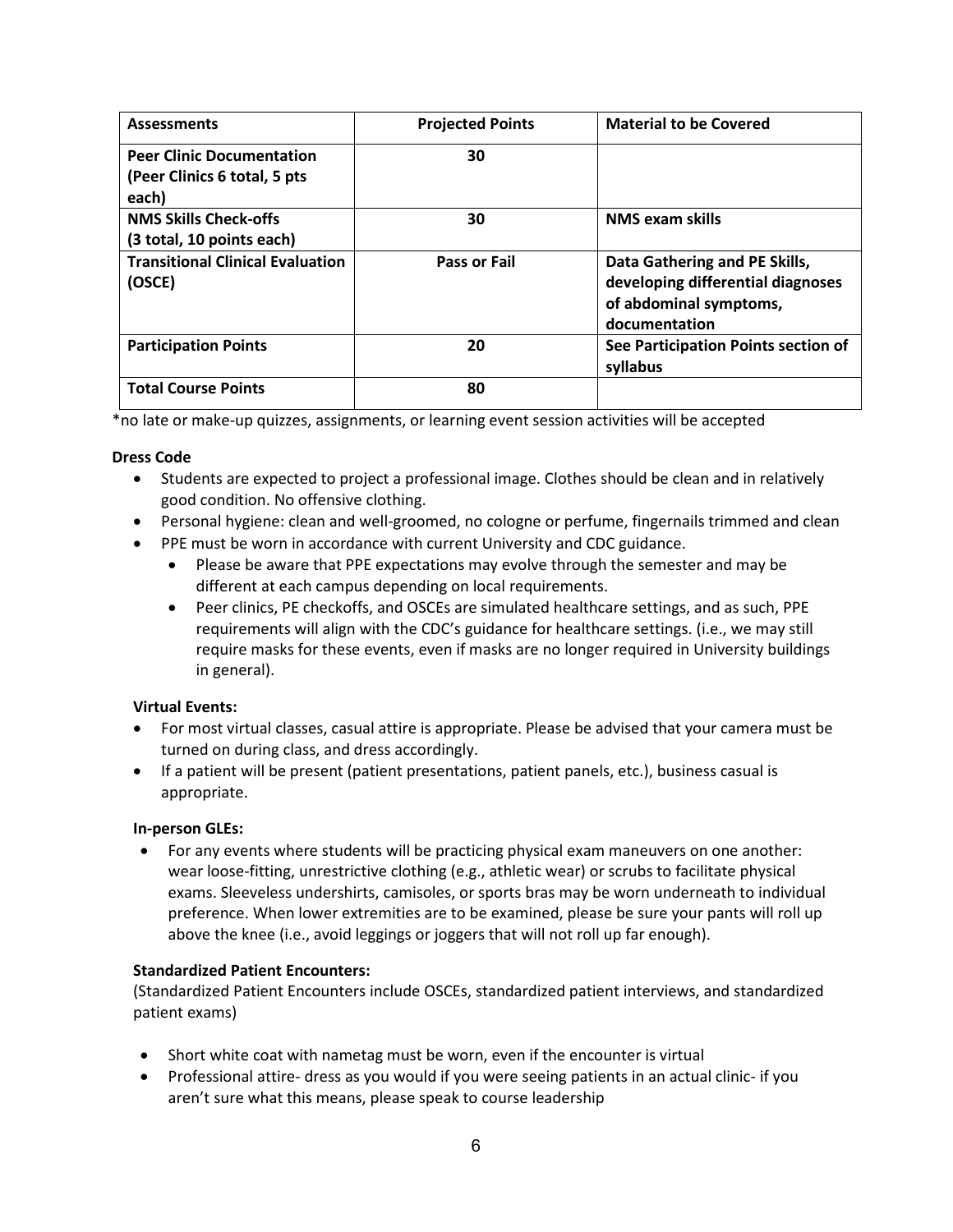| Assessments | Projected Points | Material to be Covered |
| --- | --- | --- |
| **Peer Clinic Documentation (Peer Clinics 6 total, 5 pts each)** | **30** | |
| **NMS Skills Check-offs (3 total, 10 points each)** | **30** | **NMS exam skills** |
| **Transitional Clinical Evaluation (OSCE)** | **Pass or Fail** | **Data Gathering and PE Skills, developing differential diagnoses of abdominal symptoms, documentation** |
| **Participation Points** | **20** | **See Participation Points section of syllabus** |
| **Total Course Points** | **80** | |

*no late or make-up quizzes, assignments, or learning event session activities will be accepted

**Dress Code**

- Students are expected to project a professional image. Clothes should be clean and in relatively good condition. No offensive clothing.
- Personal hygiene: clean and well-groomed, no cologne or perfume, fingernails trimmed and clean
- PPE must be worn in accordance with current University and CDC guidance.
  - Please be aware that PPE expectations may evolve through the semester and may be different at each campus depending on local requirements.
  - Peer clinics, PE checkoffs, and OSCEs are simulated healthcare settings, and as such, PPE requirements will align with the CDC's guidance for healthcare settings. (i.e., we may still require masks for these events, even if masks are no longer required in University buildings in general).

**Virtual Events:**

- For most virtual classes, casual attire is appropriate. Please be advised that your camera must be turned on during class, and dress accordingly.
- If a patient will be present (patient presentations, patient panels, etc.), business casual is appropriate.

**In-person GLEs:**

- For any events where students will be practicing physical exam maneuvers on one another: wear loose-fitting, unrestrictive clothing (e.g., athletic wear) or scrubs to facilitate physical exams. Sleeveless undershirts, camisoles, or sports bras may be worn underneath to individual preference. When lower extremities are to be examined, please be sure your pants will roll up above the knee (i.e., avoid leggings or joggers that will not roll up far enough).

**Standardized Patient Encounters:**

(Standardized Patient Encounters include OSCEs, standardized patient interviews, and standardized patient exams)

- Short white coat with nametag must be worn, even if the encounter is virtual
- Professional attire- dress as you would if you were seeing patients in an actual clinic- if you aren't sure what this means, please speak to course leadership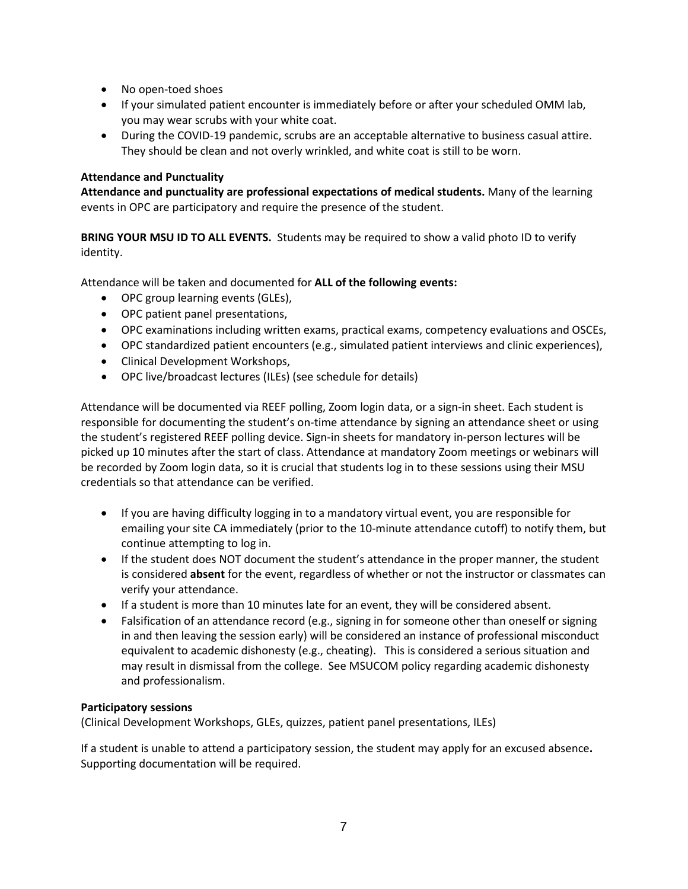- No open-toed shoes
- If your simulated patient encounter is immediately before or after your scheduled OMM lab, you may wear scrubs with your white coat.
- During the COVID-19 pandemic, scrubs are an acceptable alternative to business casual attire. They should be clean and not overly wrinkled, and white coat is still to be worn.

**Attendance and Punctuality**

**Attendance and punctuality are professional expectations of medical students.** Many of the learning events in OPC are participatory and require the presence of the student.

**BRING YOUR MSU ID TO ALL EVENTS.** Students may be required to show a valid photo ID to verify identity.

Attendance will be taken and documented for **ALL of the following events:**

- OPC group learning events (GLEs),
- OPC patient panel presentations,
- OPC examinations including written exams, practical exams, competency evaluations and OSCEs,
- OPC standardized patient encounters (e.g., simulated patient interviews and clinic experiences),
- Clinical Development Workshops,
- OPC live/broadcast lectures (ILEs) (see schedule for details)

Attendance will be documented via REEF polling, Zoom login data, or a sign-in sheet. Each student is responsible for documenting the student's on-time attendance by signing an attendance sheet or using the student's registered REEF polling device. Sign-in sheets for mandatory in-person lectures will be picked up 10 minutes after the start of class. Attendance at mandatory Zoom meetings or webinars will be recorded by Zoom login data, so it is crucial that students log in to these sessions using their MSU credentials so that attendance can be verified.

- If you are having difficulty logging in to a mandatory virtual event, you are responsible for emailing your site CA immediately (prior to the 10-minute attendance cutoff) to notify them, but continue attempting to log in.
- If the student does NOT document the student's attendance in the proper manner, the student is considered **absent** for the event, regardless of whether or not the instructor or classmates can verify your attendance.
- If a student is more than 10 minutes late for an event, they will be considered absent.
- Falsification of an attendance record (e.g., signing in for someone other than oneself or signing in and then leaving the session early) will be considered an instance of professional misconduct equivalent to academic dishonesty (e.g., cheating). This is considered a serious situation and may result in dismissal from the college. See MSUCOM policy regarding academic dishonesty and professionalism.

**Participatory sessions**

(Clinical Development Workshops, GLEs, quizzes, patient panel presentations, ILEs)

If a student is unable to attend a participatory session, the student may apply for an excused absence**.** Supporting documentation will be required.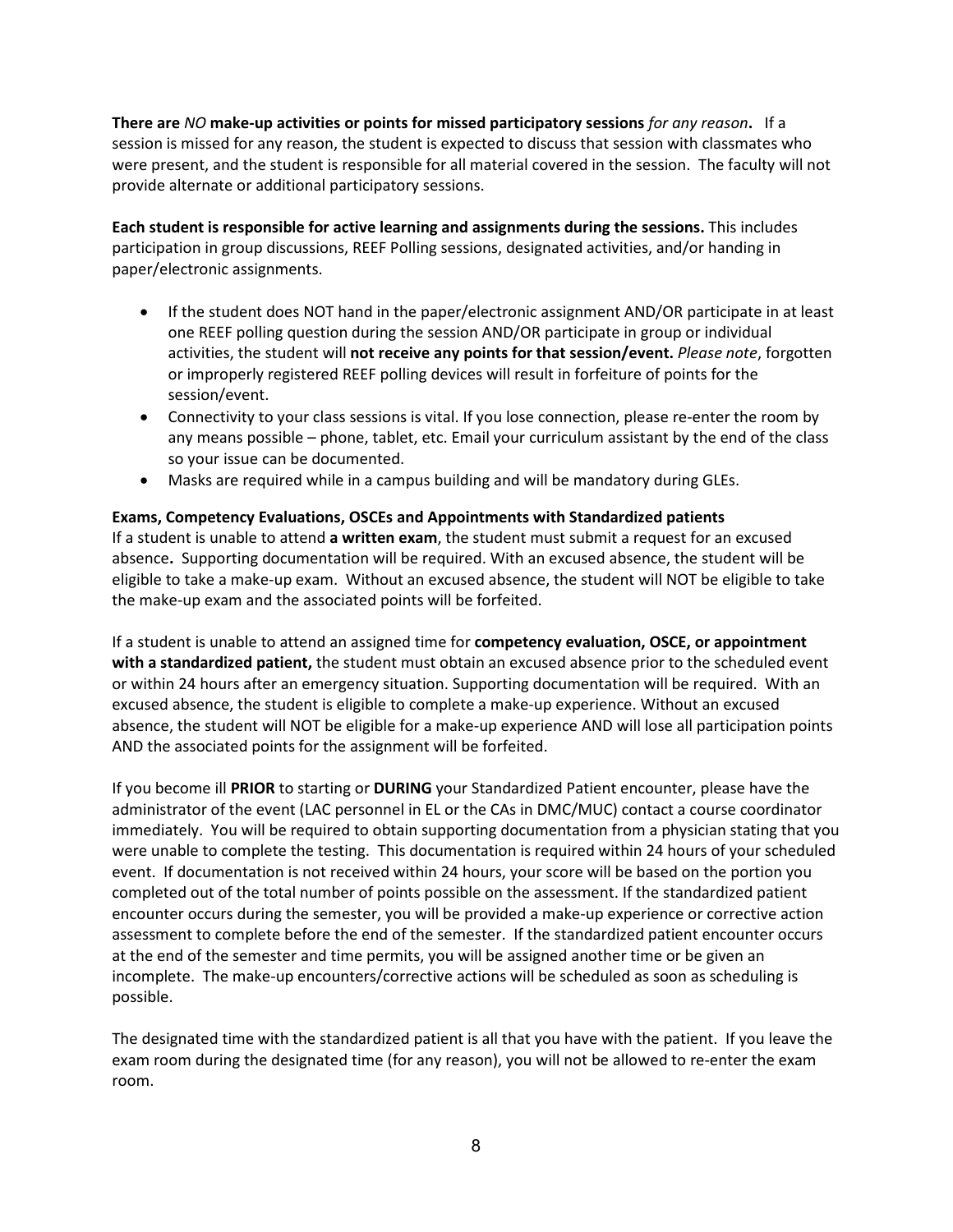**There are** ***NO*** **make-up activities or points for missed participatory sessions** *for any reason***.** If a session is missed for any reason, the student is expected to discuss that session with classmates who were present, and the student is responsible for all material covered in the session. The faculty will not provide alternate or additional participatory sessions.

**Each student is responsible for active learning and assignments during the sessions.** This includes participation in group discussions, REEF Polling sessions, designated activities, and/or handing in paper/electronic assignments.

- If the student does NOT hand in the paper/electronic assignment AND/OR participate in at least one REEF polling question during the session AND/OR participate in group or individual activities, the student will **not receive any points for that session/event.** *Please note*, forgotten or improperly registered REEF polling devices will result in forfeiture of points for the session/event.
- Connectivity to your class sessions is vital. If you lose connection, please re-enter the room by any means possible – phone, tablet, etc. Email your curriculum assistant by the end of the class so your issue can be documented.
- Masks are required while in a campus building and will be mandatory during GLEs.

**Exams, Competency Evaluations, OSCEs and Appointments with Standardized patients**

If a student is unable to attend **a written exam**, the student must submit a request for an excused absence**.** Supporting documentation will be required. With an excused absence, the student will be eligible to take a make-up exam. Without an excused absence, the student will NOT be eligible to take the make-up exam and the associated points will be forfeited.

If a student is unable to attend an assigned time for **competency evaluation, OSCE, or appointment with a standardized patient,** the student must obtain an excused absence prior to the scheduled event or within 24 hours after an emergency situation. Supporting documentation will be required. With an excused absence, the student is eligible to complete a make-up experience. Without an excused absence, the student will NOT be eligible for a make-up experience AND will lose all participation points AND the associated points for the assignment will be forfeited.

If you become ill **PRIOR** to starting or **DURING** your Standardized Patient encounter, please have the administrator of the event (LAC personnel in EL or the CAs in DMC/MUC) contact a course coordinator immediately. You will be required to obtain supporting documentation from a physician stating that you were unable to complete the testing. This documentation is required within 24 hours of your scheduled event. If documentation is not received within 24 hours, your score will be based on the portion you completed out of the total number of points possible on the assessment. If the standardized patient encounter occurs during the semester, you will be provided a make-up experience or corrective action assessment to complete before the end of the semester. If the standardized patient encounter occurs at the end of the semester and time permits, you will be assigned another time or be given an incomplete. The make-up encounters/corrective actions will be scheduled as soon as scheduling is possible.

The designated time with the standardized patient is all that you have with the patient. If you leave the exam room during the designated time (for any reason), you will not be allowed to re-enter the exam room.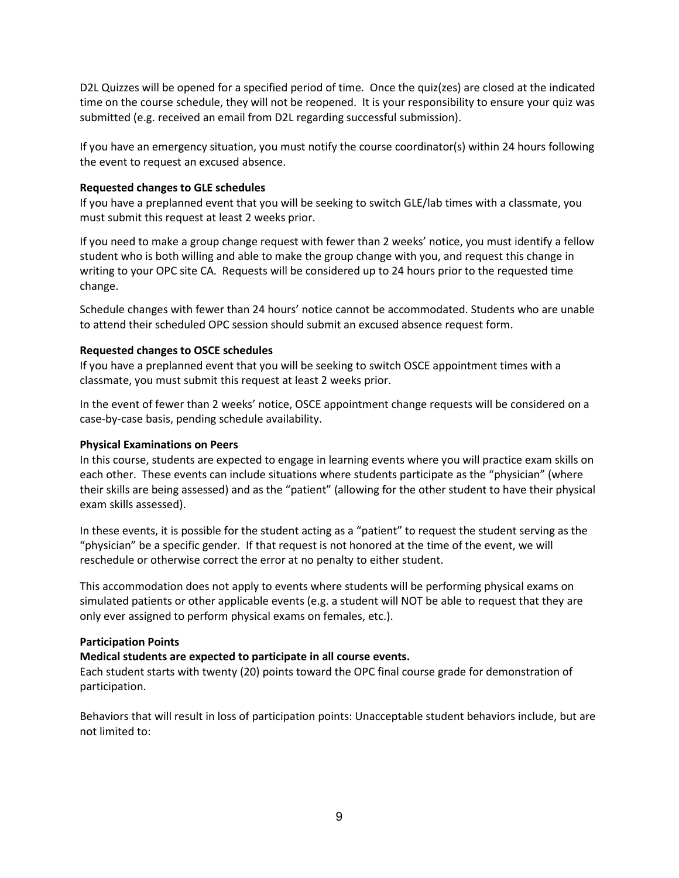D2L Quizzes will be opened for a specified period of time. Once the quiz(zes) are closed at the indicated time on the course schedule, they will not be reopened. It is your responsibility to ensure your quiz was submitted (e.g. received an email from D2L regarding successful submission).

If you have an emergency situation, you must notify the course coordinator(s) within 24 hours following the event to request an excused absence.

**Requested changes to GLE schedules**

If you have a preplanned event that you will be seeking to switch GLE/lab times with a classmate, you must submit this request at least 2 weeks prior.

If you need to make a group change request with fewer than 2 weeks' notice, you must identify a fellow student who is both willing and able to make the group change with you, and request this change in writing to your OPC site CA. Requests will be considered up to 24 hours prior to the requested time change.

Schedule changes with fewer than 24 hours' notice cannot be accommodated. Students who are unable to attend their scheduled OPC session should submit an excused absence request form.

**Requested changes to OSCE schedules**

If you have a preplanned event that you will be seeking to switch OSCE appointment times with a classmate, you must submit this request at least 2 weeks prior.

In the event of fewer than 2 weeks' notice, OSCE appointment change requests will be considered on a case-by-case basis, pending schedule availability.

**Physical Examinations on Peers**

In this course, students are expected to engage in learning events where you will practice exam skills on each other. These events can include situations where students participate as the "physician" (where their skills are being assessed) and as the "patient" (allowing for the other student to have their physical exam skills assessed).

In these events, it is possible for the student acting as a "patient" to request the student serving as the "physician" be a specific gender. If that request is not honored at the time of the event, we will reschedule or otherwise correct the error at no penalty to either student.

This accommodation does not apply to events where students will be performing physical exams on simulated patients or other applicable events (e.g. a student will NOT be able to request that they are only ever assigned to perform physical exams on females, etc.).

**Participation Points**

**Medical students are expected to participate in all course events.**

Each student starts with twenty (20) points toward the OPC final course grade for demonstration of participation.

Behaviors that will result in loss of participation points: Unacceptable student behaviors include, but are not limited to: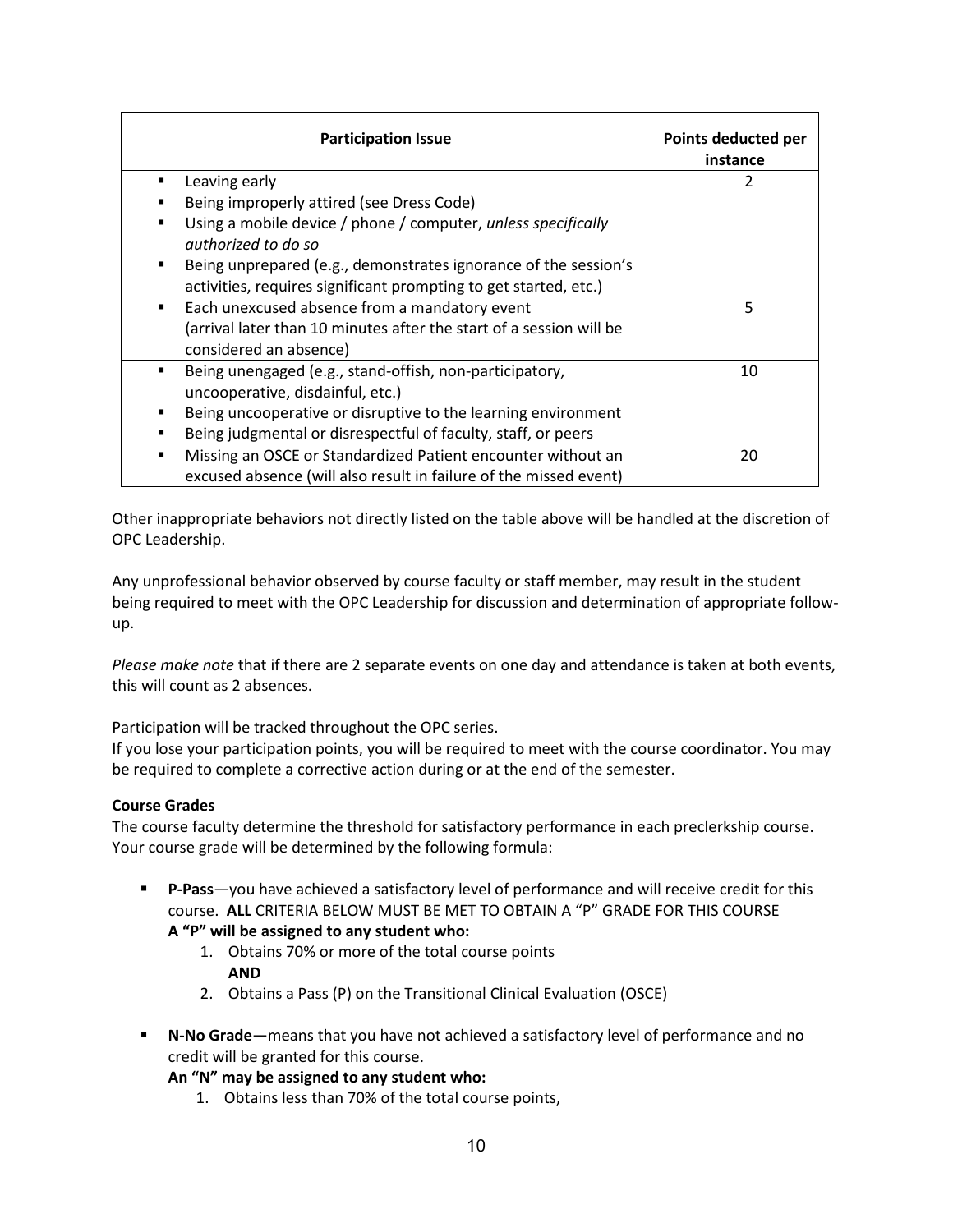| Participation Issue | Points deducted per instance |
|---|---|
| ▪ Leaving early<br>▪ Being improperly attired (see Dress Code)<br>▪ Using a mobile device / phone / computer, *unless specifically authorized to do so*<br>▪ Being unprepared (e.g., demonstrates ignorance of the session's activities, requires significant prompting to get started, etc.) | 2 |
| ▪ Each unexcused absence from a mandatory event (arrival later than 10 minutes after the start of a session will be considered an absence) | 5 |
| ▪ Being unengaged (e.g., stand-offish, non-participatory, uncooperative, disdainful, etc.)<br>▪ Being uncooperative or disruptive to the learning environment<br>▪ Being judgmental or disrespectful of faculty, staff, or peers | 10 |
| ▪ Missing an OSCE or Standardized Patient encounter without an excused absence (will also result in failure of the missed event) | 20 |

Other inappropriate behaviors not directly listed on the table above will be handled at the discretion of OPC Leadership.

Any unprofessional behavior observed by course faculty or staff member, may result in the student being required to meet with the OPC Leadership for discussion and determination of appropriate follow-up.

*Please make note* that if there are 2 separate events on one day and attendance is taken at both events, this will count as 2 absences.

Participation will be tracked throughout the OPC series.
If you lose your participation points, you will be required to meet with the course coordinator. You may be required to complete a corrective action during or at the end of the semester.

**Course Grades**
The course faculty determine the threshold for satisfactory performance in each preclerkship course. Your course grade will be determined by the following formula:

- **P-Pass**—you have achieved a satisfactory level of performance and will receive credit for this course. **ALL** CRITERIA BELOW MUST BE MET TO OBTAIN A "P" GRADE FOR THIS COURSE
  **A "P" will be assigned to any student who:**
  1. Obtains 70% or more of the total course points
     **AND**
  2. Obtains a Pass (P) on the Transitional Clinical Evaluation (OSCE)

- **N-No Grade**—means that you have not achieved a satisfactory level of performance and no credit will be granted for this course.
  **An "N" may be assigned to any student who:**
  1. Obtains less than 70% of the total course points,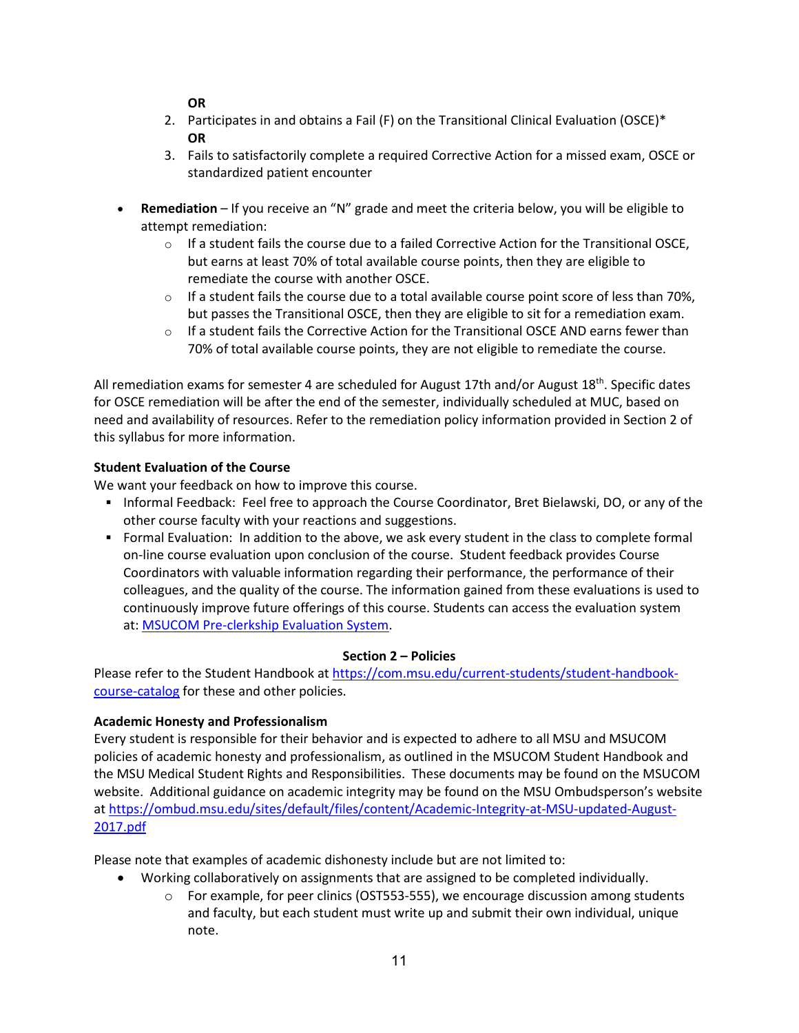**OR**

2. Participates in and obtains a Fail (F) on the Transitional Clinical Evaluation (OSCE)*
   **OR**
3. Fails to satisfactorily complete a required Corrective Action for a missed exam, OSCE or standardized patient encounter

- **Remediation** – If you receive an "N" grade and meet the criteria below, you will be eligible to attempt remediation:
  - If a student fails the course due to a failed Corrective Action for the Transitional OSCE, but earns at least 70% of total available course points, then they are eligible to remediate the course with another OSCE.
  - If a student fails the course due to a total available course point score of less than 70%, but passes the Transitional OSCE, then they are eligible to sit for a remediation exam.
  - If a student fails the Corrective Action for the Transitional OSCE AND earns fewer than 70% of total available course points, they are not eligible to remediate the course.

All remediation exams for semester 4 are scheduled for August 17th and/or August 18th. Specific dates for OSCE remediation will be after the end of the semester, individually scheduled at MUC, based on need and availability of resources. Refer to the remediation policy information provided in Section 2 of this syllabus for more information.

**Student Evaluation of the Course**

We want your feedback on how to improve this course.

- Informal Feedback: Feel free to approach the Course Coordinator, Bret Bielawski, DO, or any of the other course faculty with your reactions and suggestions.
- Formal Evaluation: In addition to the above, we ask every student in the class to complete formal on-line course evaluation upon conclusion of the course. Student feedback provides Course Coordinators with valuable information regarding their performance, the performance of their colleagues, and the quality of the course. The information gained from these evaluations is used to continuously improve future offerings of this course. Students can access the evaluation system at: MSUCOM Pre-clerkship Evaluation System.

## Section 2 – Policies

Please refer to the Student Handbook at https://com.msu.edu/current-students/student-handbook-course-catalog for these and other policies.

**Academic Honesty and Professionalism**

Every student is responsible for their behavior and is expected to adhere to all MSU and MSUCOM policies of academic honesty and professionalism, as outlined in the MSUCOM Student Handbook and the MSU Medical Student Rights and Responsibilities. These documents may be found on the MSUCOM website. Additional guidance on academic integrity may be found on the MSU Ombudsperson's website at https://ombud.msu.edu/sites/default/files/content/Academic-Integrity-at-MSU-updated-August-2017.pdf

Please note that examples of academic dishonesty include but are not limited to:

- Working collaboratively on assignments that are assigned to be completed individually.
  - For example, for peer clinics (OST553-555), we encourage discussion among students and faculty, but each student must write up and submit their own individual, unique note.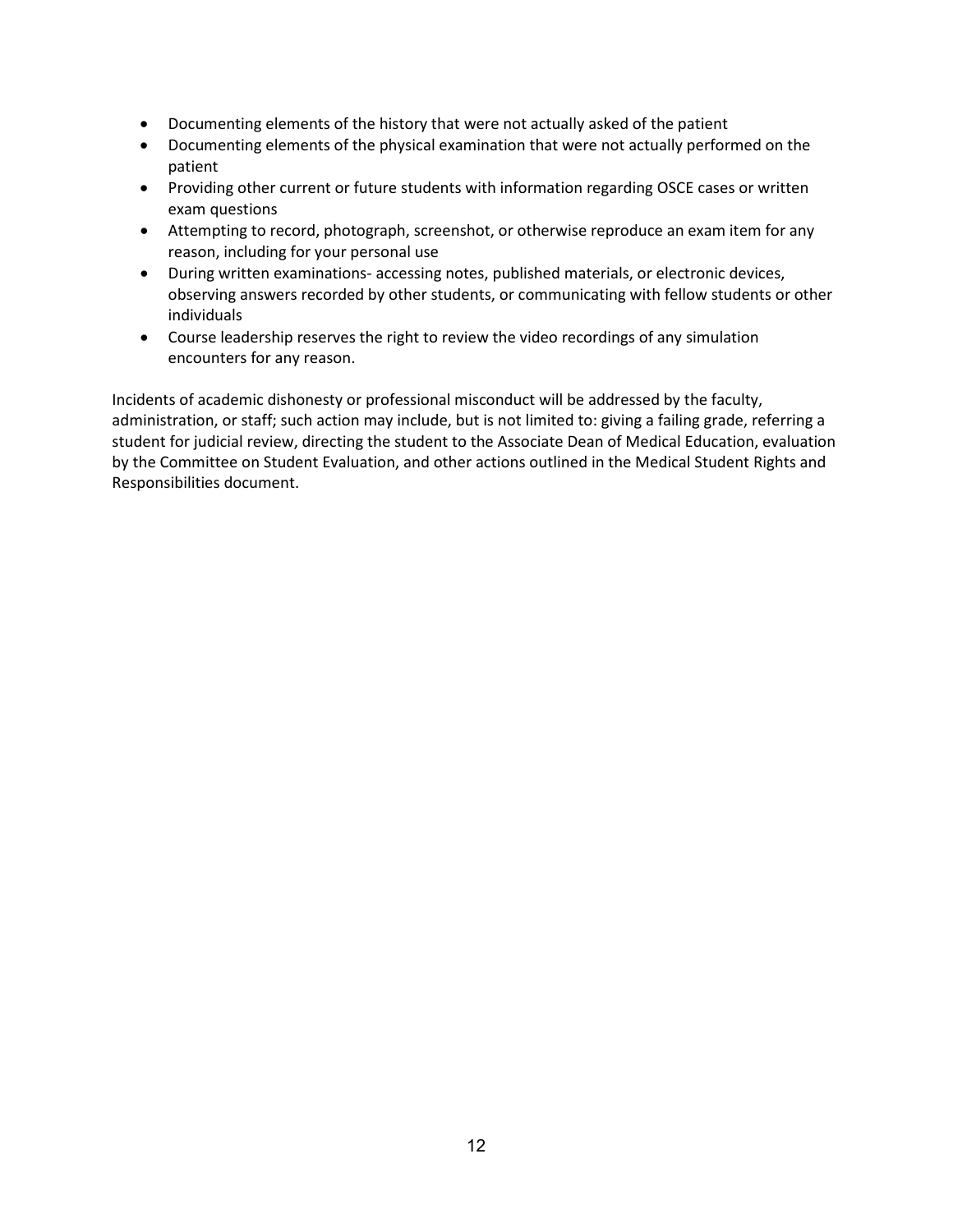- Documenting elements of the history that were not actually asked of the patient
- Documenting elements of the physical examination that were not actually performed on the patient
- Providing other current or future students with information regarding OSCE cases or written exam questions
- Attempting to record, photograph, screenshot, or otherwise reproduce an exam item for any reason, including for your personal use
- During written examinations- accessing notes, published materials, or electronic devices, observing answers recorded by other students, or communicating with fellow students or other individuals
- Course leadership reserves the right to review the video recordings of any simulation encounters for any reason.

Incidents of academic dishonesty or professional misconduct will be addressed by the faculty, administration, or staff; such action may include, but is not limited to: giving a failing grade, referring a student for judicial review, directing the student to the Associate Dean of Medical Education, evaluation by the Committee on Student Evaluation, and other actions outlined in the Medical Student Rights and Responsibilities document.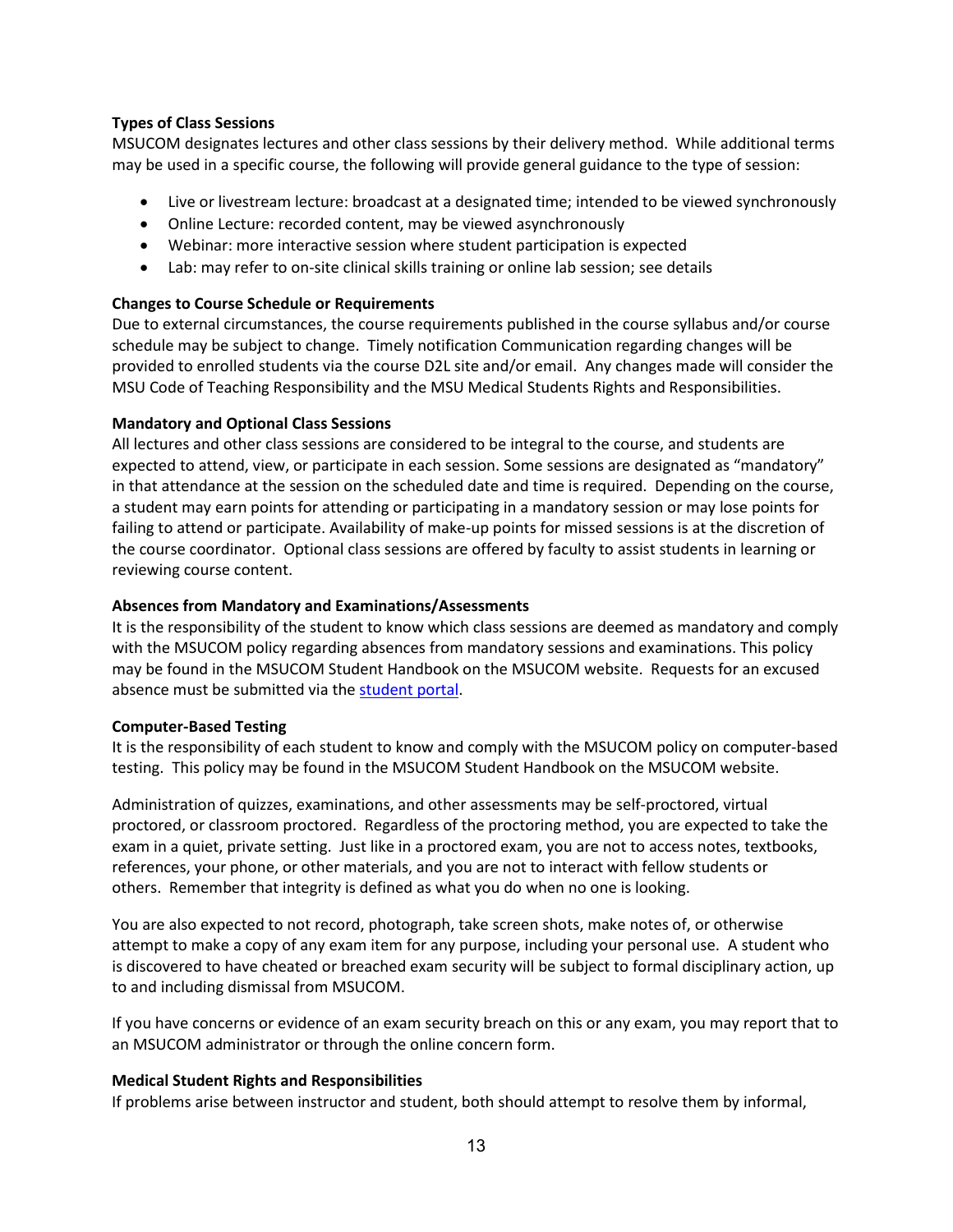**Types of Class Sessions**

MSUCOM designates lectures and other class sessions by their delivery method. While additional terms may be used in a specific course, the following will provide general guidance to the type of session:

- Live or livestream lecture: broadcast at a designated time; intended to be viewed synchronously
- Online Lecture: recorded content, may be viewed asynchronously
- Webinar: more interactive session where student participation is expected
- Lab: may refer to on-site clinical skills training or online lab session; see details

**Changes to Course Schedule or Requirements**

Due to external circumstances, the course requirements published in the course syllabus and/or course schedule may be subject to change. Timely notification Communication regarding changes will be provided to enrolled students via the course D2L site and/or email. Any changes made will consider the MSU Code of Teaching Responsibility and the MSU Medical Students Rights and Responsibilities.

**Mandatory and Optional Class Sessions**

All lectures and other class sessions are considered to be integral to the course, and students are expected to attend, view, or participate in each session. Some sessions are designated as "mandatory" in that attendance at the session on the scheduled date and time is required. Depending on the course, a student may earn points for attending or participating in a mandatory session or may lose points for failing to attend or participate. Availability of make-up points for missed sessions is at the discretion of the course coordinator. Optional class sessions are offered by faculty to assist students in learning or reviewing course content.

**Absences from Mandatory and Examinations/Assessments**

It is the responsibility of the student to know which class sessions are deemed as mandatory and comply with the MSUCOM policy regarding absences from mandatory sessions and examinations. This policy may be found in the MSUCOM Student Handbook on the MSUCOM website. Requests for an excused absence must be submitted via the student portal.

**Computer-Based Testing**

It is the responsibility of each student to know and comply with the MSUCOM policy on computer-based testing. This policy may be found in the MSUCOM Student Handbook on the MSUCOM website.

Administration of quizzes, examinations, and other assessments may be self-proctored, virtual proctored, or classroom proctored. Regardless of the proctoring method, you are expected to take the exam in a quiet, private setting. Just like in a proctored exam, you are not to access notes, textbooks, references, your phone, or other materials, and you are not to interact with fellow students or others. Remember that integrity is defined as what you do when no one is looking.

You are also expected to not record, photograph, take screen shots, make notes of, or otherwise attempt to make a copy of any exam item for any purpose, including your personal use. A student who is discovered to have cheated or breached exam security will be subject to formal disciplinary action, up to and including dismissal from MSUCOM.

If you have concerns or evidence of an exam security breach on this or any exam, you may report that to an MSUCOM administrator or through the online concern form.

**Medical Student Rights and Responsibilities**

If problems arise between instructor and student, both should attempt to resolve them by informal,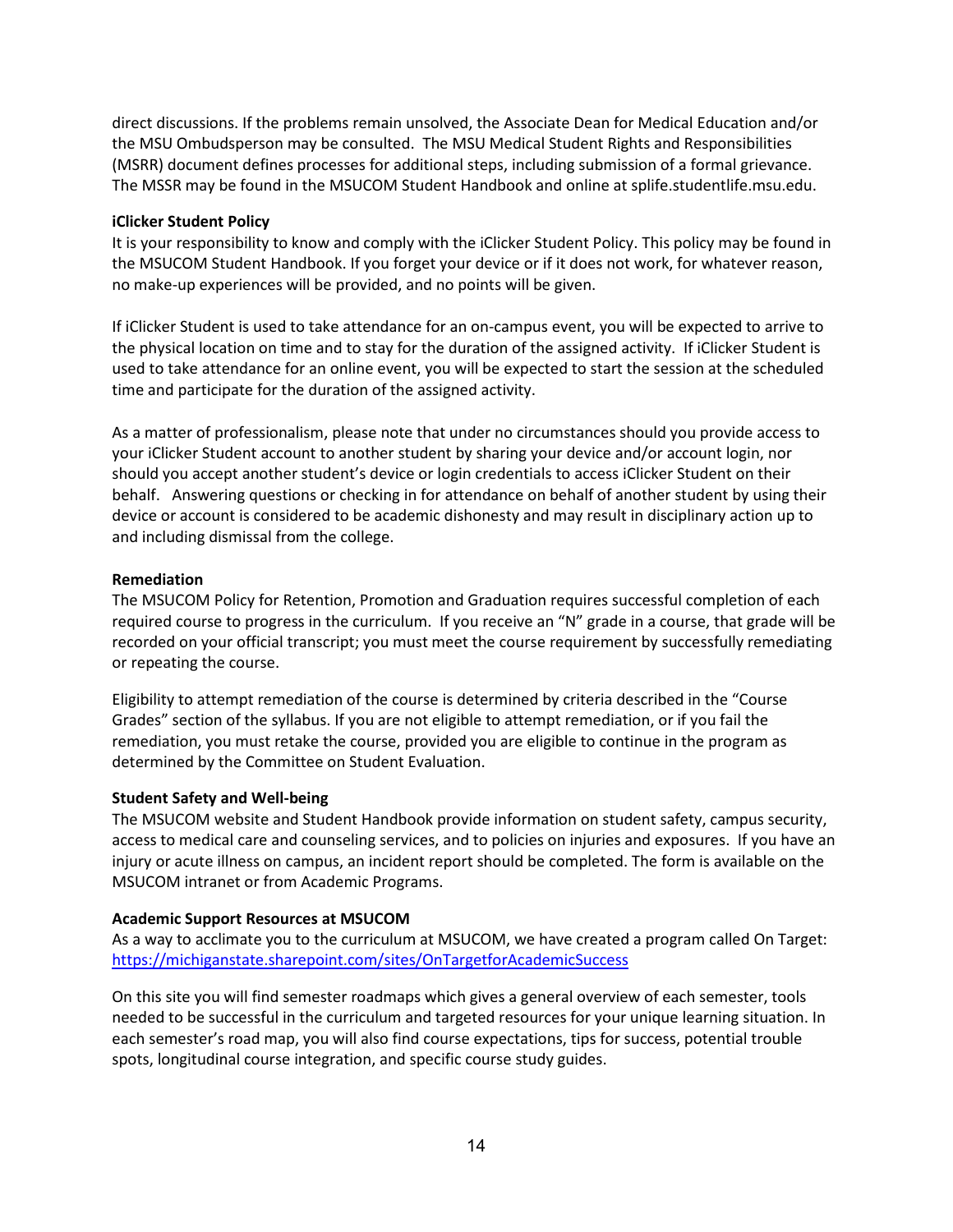direct discussions. If the problems remain unsolved, the Associate Dean for Medical Education and/or the MSU Ombudsperson may be consulted. The MSU Medical Student Rights and Responsibilities (MSRR) document defines processes for additional steps, including submission of a formal grievance. The MSSR may be found in the MSUCOM Student Handbook and online at splife.studentlife.msu.edu.

**iClicker Student Policy**

It is your responsibility to know and comply with the iClicker Student Policy. This policy may be found in the MSUCOM Student Handbook. If you forget your device or if it does not work, for whatever reason, no make-up experiences will be provided, and no points will be given.

If iClicker Student is used to take attendance for an on-campus event, you will be expected to arrive to the physical location on time and to stay for the duration of the assigned activity. If iClicker Student is used to take attendance for an online event, you will be expected to start the session at the scheduled time and participate for the duration of the assigned activity.

As a matter of professionalism, please note that under no circumstances should you provide access to your iClicker Student account to another student by sharing your device and/or account login, nor should you accept another student's device or login credentials to access iClicker Student on their behalf. Answering questions or checking in for attendance on behalf of another student by using their device or account is considered to be academic dishonesty and may result in disciplinary action up to and including dismissal from the college.

**Remediation**

The MSUCOM Policy for Retention, Promotion and Graduation requires successful completion of each required course to progress in the curriculum. If you receive an "N" grade in a course, that grade will be recorded on your official transcript; you must meet the course requirement by successfully remediating or repeating the course.

Eligibility to attempt remediation of the course is determined by criteria described in the "Course Grades" section of the syllabus. If you are not eligible to attempt remediation, or if you fail the remediation, you must retake the course, provided you are eligible to continue in the program as determined by the Committee on Student Evaluation.

**Student Safety and Well-being**

The MSUCOM website and Student Handbook provide information on student safety, campus security, access to medical care and counseling services, and to policies on injuries and exposures. If you have an injury or acute illness on campus, an incident report should be completed. The form is available on the MSUCOM intranet or from Academic Programs.

**Academic Support Resources at MSUCOM**

As a way to acclimate you to the curriculum at MSUCOM, we have created a program called On Target: https://michiganstate.sharepoint.com/sites/OnTargetforAcademicSuccess

On this site you will find semester roadmaps which gives a general overview of each semester, tools needed to be successful in the curriculum and targeted resources for your unique learning situation. In each semester's road map, you will also find course expectations, tips for success, potential trouble spots, longitudinal course integration, and specific course study guides.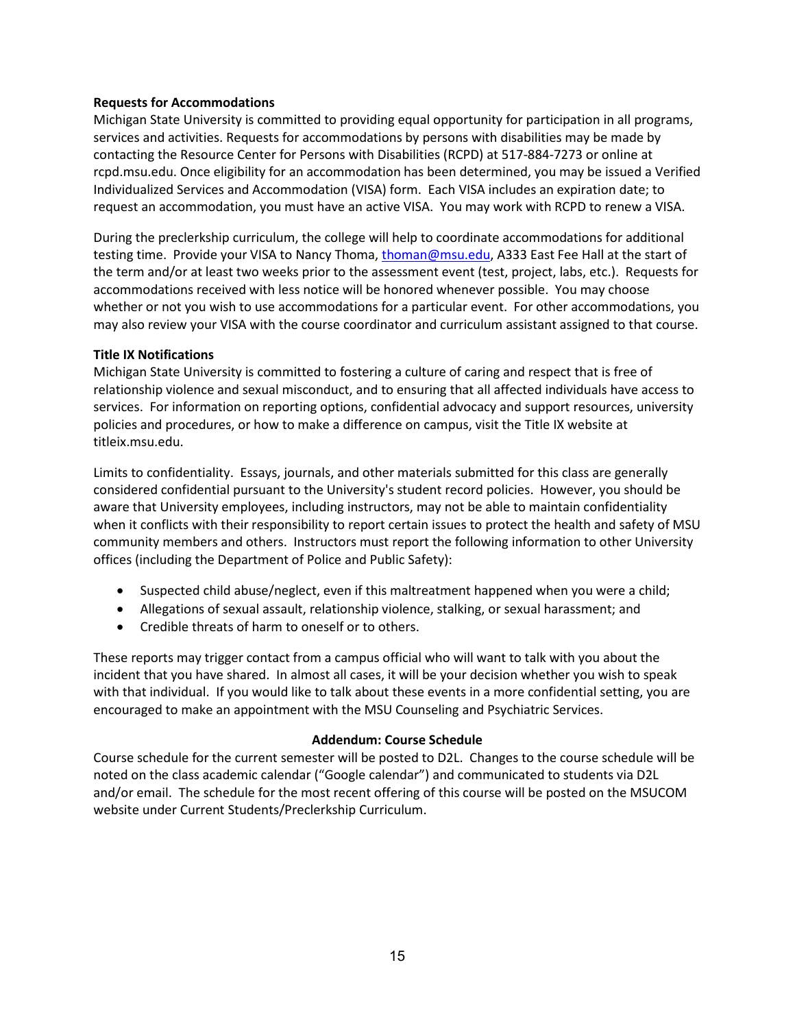**Requests for Accommodations**

Michigan State University is committed to providing equal opportunity for participation in all programs, services and activities. Requests for accommodations by persons with disabilities may be made by contacting the Resource Center for Persons with Disabilities (RCPD) at 517-884-7273 or online at rcpd.msu.edu. Once eligibility for an accommodation has been determined, you may be issued a Verified Individualized Services and Accommodation (VISA) form. Each VISA includes an expiration date; to request an accommodation, you must have an active VISA. You may work with RCPD to renew a VISA.

During the preclerkship curriculum, the college will help to coordinate accommodations for additional testing time. Provide your VISA to Nancy Thoma, thoman@msu.edu, A333 East Fee Hall at the start of the term and/or at least two weeks prior to the assessment event (test, project, labs, etc.). Requests for accommodations received with less notice will be honored whenever possible. You may choose whether or not you wish to use accommodations for a particular event. For other accommodations, you may also review your VISA with the course coordinator and curriculum assistant assigned to that course.

**Title IX Notifications**

Michigan State University is committed to fostering a culture of caring and respect that is free of relationship violence and sexual misconduct, and to ensuring that all affected individuals have access to services. For information on reporting options, confidential advocacy and support resources, university policies and procedures, or how to make a difference on campus, visit the Title IX website at titleix.msu.edu.

Limits to confidentiality. Essays, journals, and other materials submitted for this class are generally considered confidential pursuant to the University's student record policies. However, you should be aware that University employees, including instructors, may not be able to maintain confidentiality when it conflicts with their responsibility to report certain issues to protect the health and safety of MSU community members and others. Instructors must report the following information to other University offices (including the Department of Police and Public Safety):

- Suspected child abuse/neglect, even if this maltreatment happened when you were a child;
- Allegations of sexual assault, relationship violence, stalking, or sexual harassment; and
- Credible threats of harm to oneself or to others.

These reports may trigger contact from a campus official who will want to talk with you about the incident that you have shared. In almost all cases, it will be your decision whether you wish to speak with that individual. If you would like to talk about these events in a more confidential setting, you are encouraged to make an appointment with the MSU Counseling and Psychiatric Services.

**Addendum: Course Schedule**

Course schedule for the current semester will be posted to D2L. Changes to the course schedule will be noted on the class academic calendar ("Google calendar") and communicated to students via D2L and/or email. The schedule for the most recent offering of this course will be posted on the MSUCOM website under Current Students/Preclerkship Curriculum.